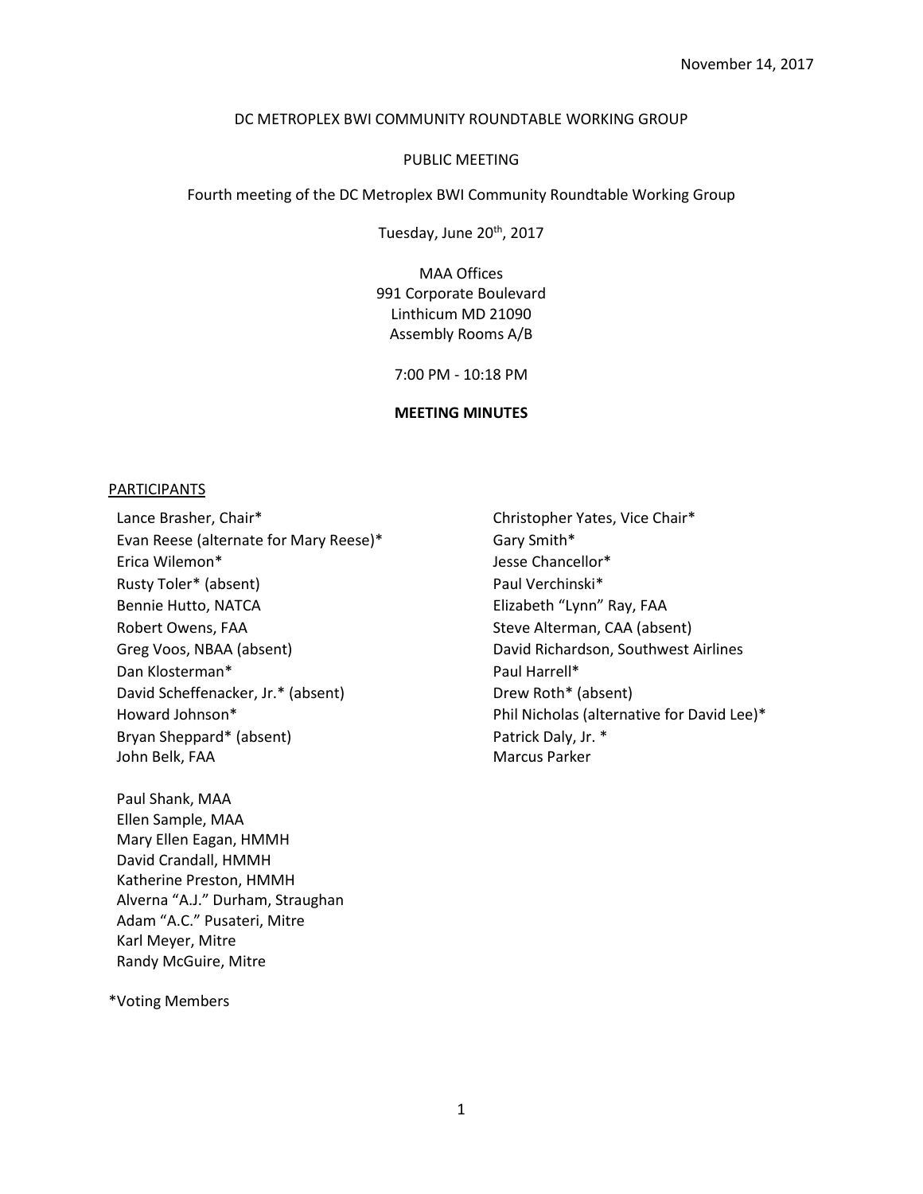November 14, 2017

DC METROPLEX BWI COMMUNITY ROUNDTABLE WORKING GROUP

PUBLIC MEETING

Fourth meeting of the DC Metroplex BWI Community Roundtable Working Group

Tuesday, June 20th, 2017

MAA Offices
991 Corporate Boulevard
Linthicum MD 21090
Assembly Rooms A/B

7:00 PM - 10:18 PM

**MEETING MINUTES**

PARTICIPANTS

Lance Brasher, Chair*
Evan Reese (alternate for Mary Reese)*
Erica Wilemon*
Rusty Toler* (absent)
Bennie Hutto, NATCA
Robert Owens, FAA
Greg Voos, NBAA (absent)
Dan Klosterman*
David Scheffenacker, Jr.* (absent)
Howard Johnson*
Bryan Sheppard* (absent)
John Belk, FAA

Christopher Yates, Vice Chair*
Gary Smith*
Jesse Chancellor*
Paul Verchinski*
Elizabeth "Lynn" Ray, FAA
Steve Alterman, CAA (absent)
David Richardson, Southwest Airlines
Paul Harrell*
Drew Roth* (absent)
Phil Nicholas (alternative for David Lee)*
Patrick Daly, Jr. *
Marcus Parker

Paul Shank, MAA
Ellen Sample, MAA
Mary Ellen Eagan, HMMH
David Crandall, HMMH
Katherine Preston, HMMH
Alverna "A.J." Durham, Straughan
Adam "A.C." Pusateri, Mitre
Karl Meyer, Mitre
Randy McGuire, Mitre

*Voting Members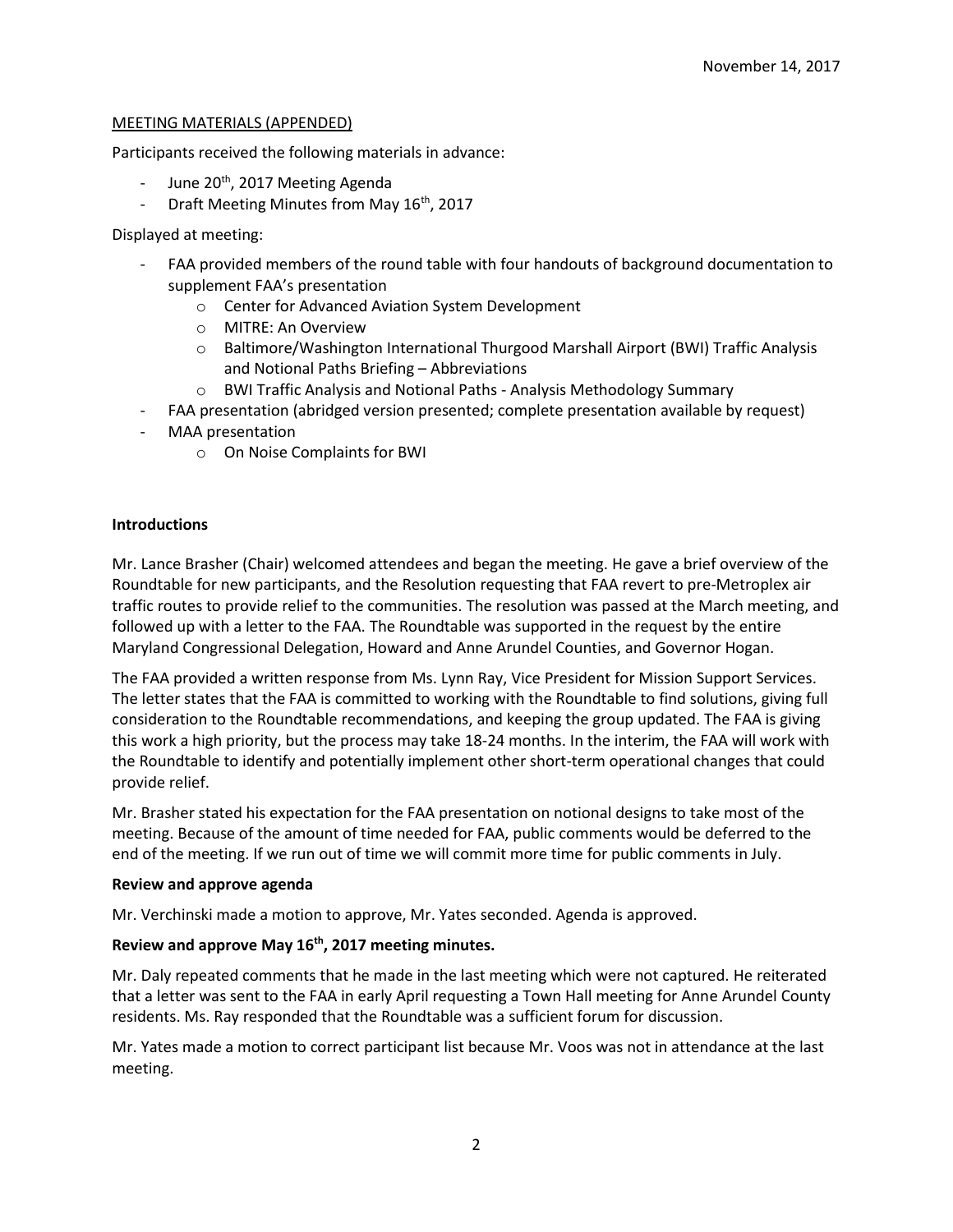November 14, 2017

MEETING MATERIALS (APPENDED)

Participants received the following materials in advance:

- June 20th, 2017 Meeting Agenda
- Draft Meeting Minutes from May 16th, 2017

Displayed at meeting:

- FAA provided members of the round table with four handouts of background documentation to supplement FAA's presentation
  - Center for Advanced Aviation System Development
  - MITRE: An Overview
  - Baltimore/Washington International Thurgood Marshall Airport (BWI) Traffic Analysis and Notional Paths Briefing – Abbreviations
  - BWI Traffic Analysis and Notional Paths - Analysis Methodology Summary
- FAA presentation (abridged version presented; complete presentation available by request)
- MAA presentation
  - On Noise Complaints for BWI

**Introductions**

Mr. Lance Brasher (Chair) welcomed attendees and began the meeting. He gave a brief overview of the Roundtable for new participants, and the Resolution requesting that FAA revert to pre-Metroplex air traffic routes to provide relief to the communities. The resolution was passed at the March meeting, and followed up with a letter to the FAA. The Roundtable was supported in the request by the entire Maryland Congressional Delegation, Howard and Anne Arundel Counties, and Governor Hogan.

The FAA provided a written response from Ms. Lynn Ray, Vice President for Mission Support Services. The letter states that the FAA is committed to working with the Roundtable to find solutions, giving full consideration to the Roundtable recommendations, and keeping the group updated. The FAA is giving this work a high priority, but the process may take 18-24 months. In the interim, the FAA will work with the Roundtable to identify and potentially implement other short-term operational changes that could provide relief.

Mr. Brasher stated his expectation for the FAA presentation on notional designs to take most of the meeting. Because of the amount of time needed for FAA, public comments would be deferred to the end of the meeting. If we run out of time we will commit more time for public comments in July.

**Review and approve agenda**

Mr. Verchinski made a motion to approve, Mr. Yates seconded. Agenda is approved.

**Review and approve May 16th, 2017 meeting minutes.**

Mr. Daly repeated comments that he made in the last meeting which were not captured. He reiterated that a letter was sent to the FAA in early April requesting a Town Hall meeting for Anne Arundel County residents. Ms. Ray responded that the Roundtable was a sufficient forum for discussion.

Mr. Yates made a motion to correct participant list because Mr. Voos was not in attendance at the last meeting.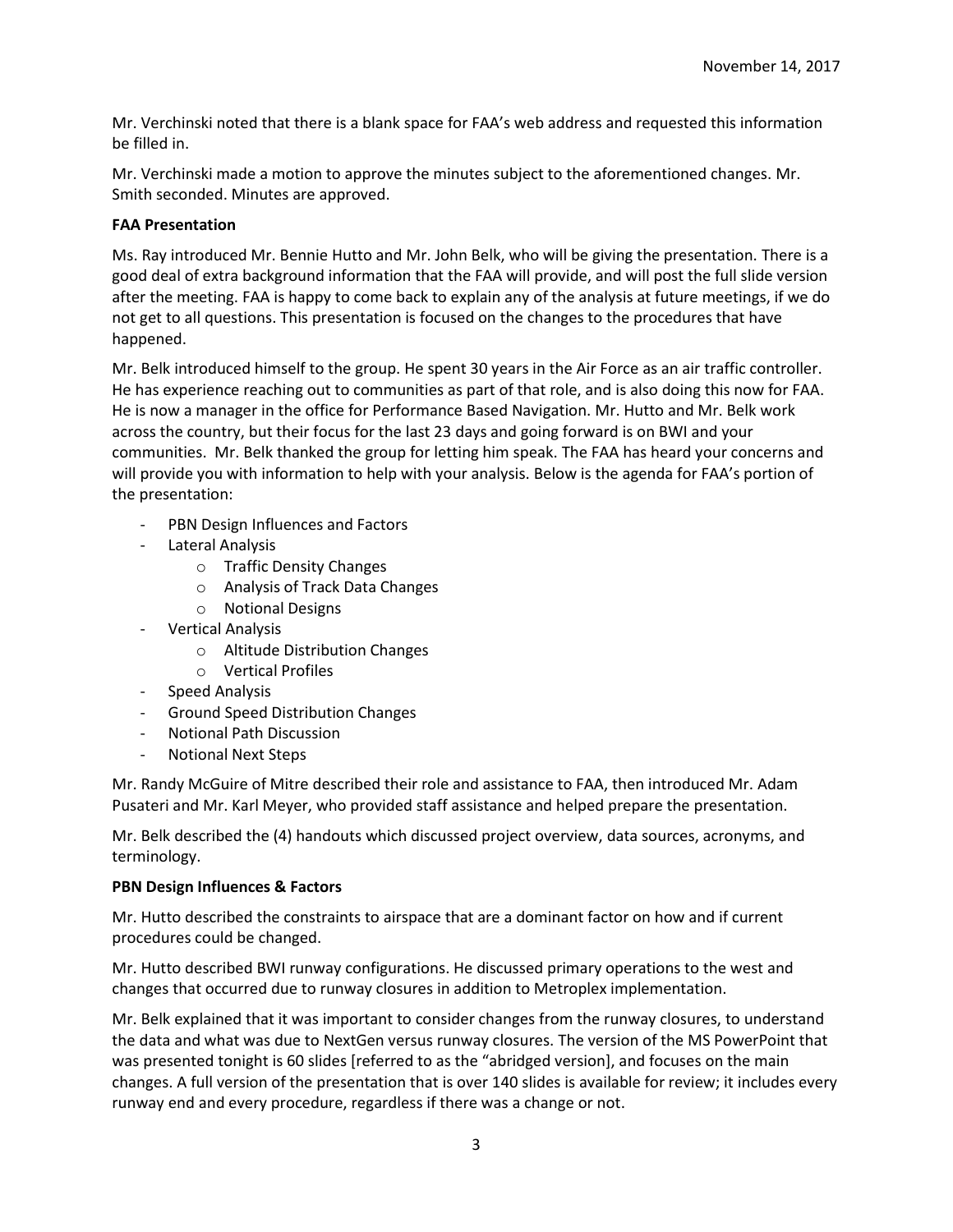Mr. Verchinski noted that there is a blank space for FAA's web address and requested this information be filled in.

Mr. Verchinski made a motion to approve the minutes subject to the aforementioned changes. Mr. Smith seconded. Minutes are approved.

**FAA Presentation**

Ms. Ray introduced Mr. Bennie Hutto and Mr. John Belk, who will be giving the presentation. There is a good deal of extra background information that the FAA will provide, and will post the full slide version after the meeting. FAA is happy to come back to explain any of the analysis at future meetings, if we do not get to all questions. This presentation is focused on the changes to the procedures that have happened.

Mr. Belk introduced himself to the group. He spent 30 years in the Air Force as an air traffic controller. He has experience reaching out to communities as part of that role, and is also doing this now for FAA. He is now a manager in the office for Performance Based Navigation. Mr. Hutto and Mr. Belk work across the country, but their focus for the last 23 days and going forward is on BWI and your communities. Mr. Belk thanked the group for letting him speak. The FAA has heard your concerns and will provide you with information to help with your analysis. Below is the agenda for FAA's portion of the presentation:

- PBN Design Influences and Factors
- Lateral Analysis
    - Traffic Density Changes
    - Analysis of Track Data Changes
    - Notional Designs
- Vertical Analysis
    - Altitude Distribution Changes
    - Vertical Profiles
- Speed Analysis
- Ground Speed Distribution Changes
- Notional Path Discussion
- Notional Next Steps

Mr. Randy McGuire of Mitre described their role and assistance to FAA, then introduced Mr. Adam Pusateri and Mr. Karl Meyer, who provided staff assistance and helped prepare the presentation.

Mr. Belk described the (4) handouts which discussed project overview, data sources, acronyms, and terminology.

**PBN Design Influences & Factors**

Mr. Hutto described the constraints to airspace that are a dominant factor on how and if current procedures could be changed.

Mr. Hutto described BWI runway configurations. He discussed primary operations to the west and changes that occurred due to runway closures in addition to Metroplex implementation.

Mr. Belk explained that it was important to consider changes from the runway closures, to understand the data and what was due to NextGen versus runway closures. The version of the MS PowerPoint that was presented tonight is 60 slides [referred to as the "abridged version], and focuses on the main changes. A full version of the presentation that is over 140 slides is available for review; it includes every runway end and every procedure, regardless if there was a change or not.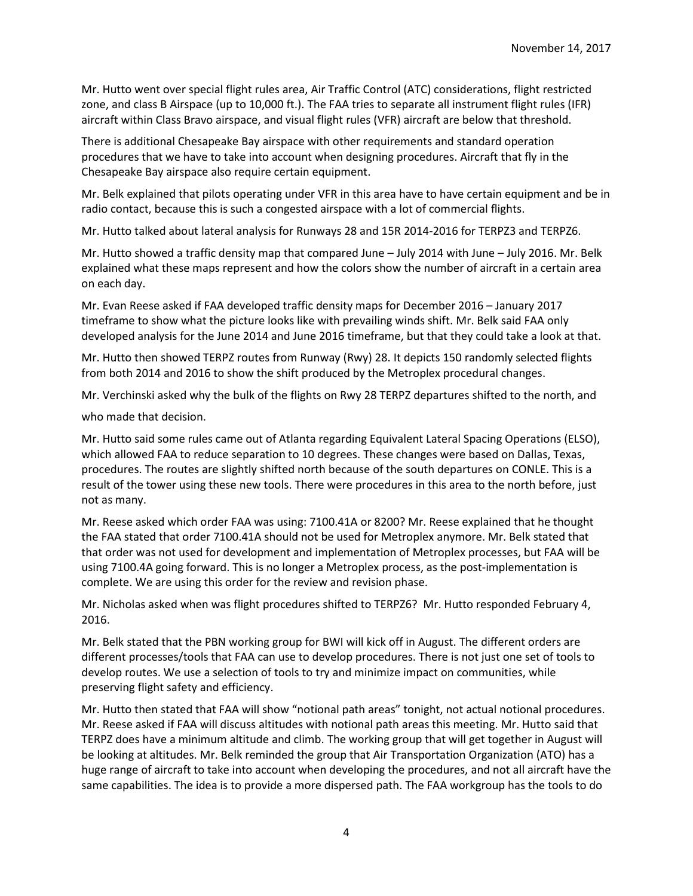Mr. Hutto went over special flight rules area, Air Traffic Control (ATC) considerations, flight restricted zone, and class B Airspace (up to 10,000 ft.). The FAA tries to separate all instrument flight rules (IFR) aircraft within Class Bravo airspace, and visual flight rules (VFR) aircraft are below that threshold.

There is additional Chesapeake Bay airspace with other requirements and standard operation procedures that we have to take into account when designing procedures. Aircraft that fly in the Chesapeake Bay airspace also require certain equipment.

Mr. Belk explained that pilots operating under VFR in this area have to have certain equipment and be in radio contact, because this is such a congested airspace with a lot of commercial flights.

Mr. Hutto talked about lateral analysis for Runways 28 and 15R 2014-2016 for TERPZ3 and TERPZ6.

Mr. Hutto showed a traffic density map that compared June – July 2014 with June – July 2016. Mr. Belk explained what these maps represent and how the colors show the number of aircraft in a certain area on each day.

Mr. Evan Reese asked if FAA developed traffic density maps for December 2016 – January 2017 timeframe to show what the picture looks like with prevailing winds shift. Mr. Belk said FAA only developed analysis for the June 2014 and June 2016 timeframe, but that they could take a look at that.

Mr. Hutto then showed TERPZ routes from Runway (Rwy) 28. It depicts 150 randomly selected flights from both 2014 and 2016 to show the shift produced by the Metroplex procedural changes.

Mr. Verchinski asked why the bulk of the flights on Rwy 28 TERPZ departures shifted to the north, and who made that decision.

Mr. Hutto said some rules came out of Atlanta regarding Equivalent Lateral Spacing Operations (ELSO), which allowed FAA to reduce separation to 10 degrees. These changes were based on Dallas, Texas, procedures. The routes are slightly shifted north because of the south departures on CONLE. This is a result of the tower using these new tools. There were procedures in this area to the north before, just not as many.

Mr. Reese asked which order FAA was using: 7100.41A or 8200? Mr. Reese explained that he thought the FAA stated that order 7100.41A should not be used for Metroplex anymore. Mr. Belk stated that that order was not used for development and implementation of Metroplex processes, but FAA will be using 7100.4A going forward. This is no longer a Metroplex process, as the post-implementation is complete. We are using this order for the review and revision phase.

Mr. Nicholas asked when was flight procedures shifted to TERPZ6? Mr. Hutto responded February 4, 2016.

Mr. Belk stated that the PBN working group for BWI will kick off in August. The different orders are different processes/tools that FAA can use to develop procedures. There is not just one set of tools to develop routes. We use a selection of tools to try and minimize impact on communities, while preserving flight safety and efficiency.

Mr. Hutto then stated that FAA will show "notional path areas" tonight, not actual notional procedures. Mr. Reese asked if FAA will discuss altitudes with notional path areas this meeting. Mr. Hutto said that TERPZ does have a minimum altitude and climb. The working group that will get together in August will be looking at altitudes. Mr. Belk reminded the group that Air Transportation Organization (ATO) has a huge range of aircraft to take into account when developing the procedures, and not all aircraft have the same capabilities. The idea is to provide a more dispersed path. The FAA workgroup has the tools to do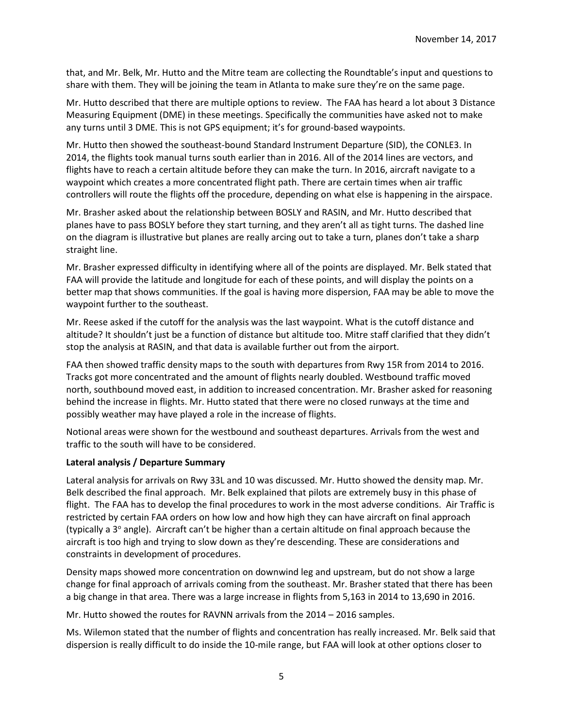that, and Mr. Belk, Mr. Hutto and the Mitre team are collecting the Roundtable's input and questions to share with them. They will be joining the team in Atlanta to make sure they're on the same page.

Mr. Hutto described that there are multiple options to review. The FAA has heard a lot about 3 Distance Measuring Equipment (DME) in these meetings. Specifically the communities have asked not to make any turns until 3 DME. This is not GPS equipment; it's for ground-based waypoints.

Mr. Hutto then showed the southeast-bound Standard Instrument Departure (SID), the CONLE3. In 2014, the flights took manual turns south earlier than in 2016. All of the 2014 lines are vectors, and flights have to reach a certain altitude before they can make the turn. In 2016, aircraft navigate to a waypoint which creates a more concentrated flight path. There are certain times when air traffic controllers will route the flights off the procedure, depending on what else is happening in the airspace.

Mr. Brasher asked about the relationship between BOSLY and RASIN, and Mr. Hutto described that planes have to pass BOSLY before they start turning, and they aren't all as tight turns. The dashed line on the diagram is illustrative but planes are really arcing out to take a turn, planes don't take a sharp straight line.

Mr. Brasher expressed difficulty in identifying where all of the points are displayed. Mr. Belk stated that FAA will provide the latitude and longitude for each of these points, and will display the points on a better map that shows communities. If the goal is having more dispersion, FAA may be able to move the waypoint further to the southeast.

Mr. Reese asked if the cutoff for the analysis was the last waypoint. What is the cutoff distance and altitude? It shouldn't just be a function of distance but altitude too. Mitre staff clarified that they didn't stop the analysis at RASIN, and that data is available further out from the airport.

FAA then showed traffic density maps to the south with departures from Rwy 15R from 2014 to 2016. Tracks got more concentrated and the amount of flights nearly doubled. Westbound traffic moved north, southbound moved east, in addition to increased concentration. Mr. Brasher asked for reasoning behind the increase in flights. Mr. Hutto stated that there were no closed runways at the time and possibly weather may have played a role in the increase of flights.

Notional areas were shown for the westbound and southeast departures. Arrivals from the west and traffic to the south will have to be considered.

**Lateral analysis / Departure Summary**

Lateral analysis for arrivals on Rwy 33L and 10 was discussed. Mr. Hutto showed the density map. Mr. Belk described the final approach. Mr. Belk explained that pilots are extremely busy in this phase of flight. The FAA has to develop the final procedures to work in the most adverse conditions. Air Traffic is restricted by certain FAA orders on how low and how high they can have aircraft on final approach (typically a $3^{o}$ angle). Aircraft can't be higher than a certain altitude on final approach because the aircraft is too high and trying to slow down as they're descending. These are considerations and constraints in development of procedures.

Density maps showed more concentration on downwind leg and upstream, but do not show a large change for final approach of arrivals coming from the southeast. Mr. Brasher stated that there has been a big change in that area. There was a large increase in flights from 5,163 in 2014 to 13,690 in 2016.

Mr. Hutto showed the routes for RAVNN arrivals from the 2014 – 2016 samples.

Ms. Wilemon stated that the number of flights and concentration has really increased. Mr. Belk said that dispersion is really difficult to do inside the 10-mile range, but FAA will look at other options closer to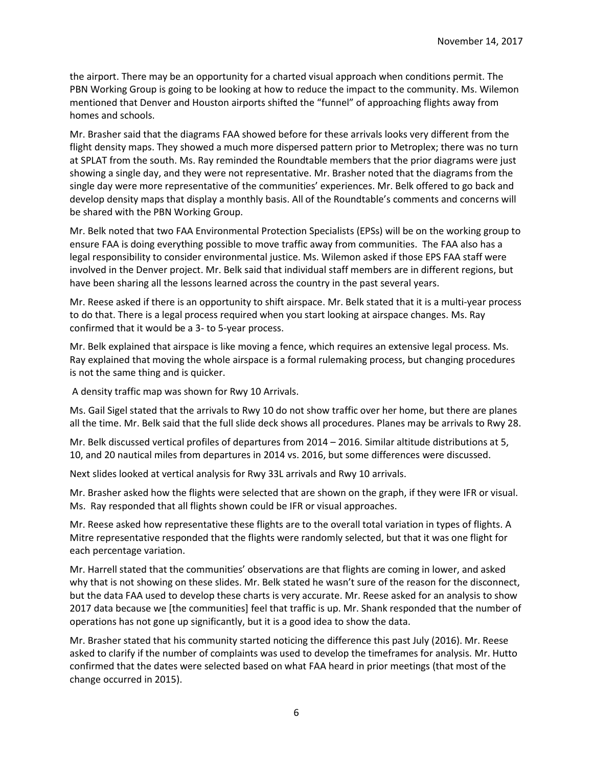the airport. There may be an opportunity for a charted visual approach when conditions permit. The PBN Working Group is going to be looking at how to reduce the impact to the community. Ms. Wilemon mentioned that Denver and Houston airports shifted the "funnel" of approaching flights away from homes and schools.

Mr. Brasher said that the diagrams FAA showed before for these arrivals looks very different from the flight density maps. They showed a much more dispersed pattern prior to Metroplex; there was no turn at SPLAT from the south. Ms. Ray reminded the Roundtable members that the prior diagrams were just showing a single day, and they were not representative. Mr. Brasher noted that the diagrams from the single day were more representative of the communities' experiences. Mr. Belk offered to go back and develop density maps that display a monthly basis. All of the Roundtable's comments and concerns will be shared with the PBN Working Group.

Mr. Belk noted that two FAA Environmental Protection Specialists (EPSs) will be on the working group to ensure FAA is doing everything possible to move traffic away from communities. The FAA also has a legal responsibility to consider environmental justice. Ms. Wilemon asked if those EPS FAA staff were involved in the Denver project. Mr. Belk said that individual staff members are in different regions, but have been sharing all the lessons learned across the country in the past several years.

Mr. Reese asked if there is an opportunity to shift airspace. Mr. Belk stated that it is a multi-year process to do that. There is a legal process required when you start looking at airspace changes. Ms. Ray confirmed that it would be a 3- to 5-year process.

Mr. Belk explained that airspace is like moving a fence, which requires an extensive legal process. Ms. Ray explained that moving the whole airspace is a formal rulemaking process, but changing procedures is not the same thing and is quicker.

A density traffic map was shown for Rwy 10 Arrivals.

Ms. Gail Sigel stated that the arrivals to Rwy 10 do not show traffic over her home, but there are planes all the time. Mr. Belk said that the full slide deck shows all procedures. Planes may be arrivals to Rwy 28.

Mr. Belk discussed vertical profiles of departures from 2014 – 2016. Similar altitude distributions at 5, 10, and 20 nautical miles from departures in 2014 vs. 2016, but some differences were discussed.

Next slides looked at vertical analysis for Rwy 33L arrivals and Rwy 10 arrivals.

Mr. Brasher asked how the flights were selected that are shown on the graph, if they were IFR or visual. Ms. Ray responded that all flights shown could be IFR or visual approaches.

Mr. Reese asked how representative these flights are to the overall total variation in types of flights. A Mitre representative responded that the flights were randomly selected, but that it was one flight for each percentage variation.

Mr. Harrell stated that the communities' observations are that flights are coming in lower, and asked why that is not showing on these slides. Mr. Belk stated he wasn't sure of the reason for the disconnect, but the data FAA used to develop these charts is very accurate. Mr. Reese asked for an analysis to show 2017 data because we [the communities] feel that traffic is up. Mr. Shank responded that the number of operations has not gone up significantly, but it is a good idea to show the data.

Mr. Brasher stated that his community started noticing the difference this past July (2016). Mr. Reese asked to clarify if the number of complaints was used to develop the timeframes for analysis. Mr. Hutto confirmed that the dates were selected based on what FAA heard in prior meetings (that most of the change occurred in 2015).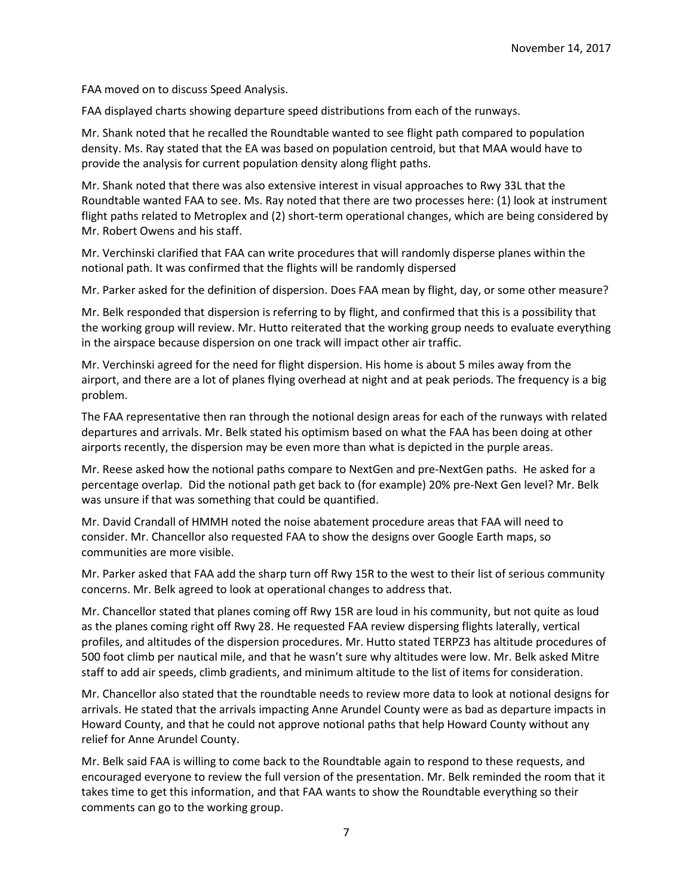FAA moved on to discuss Speed Analysis.

FAA displayed charts showing departure speed distributions from each of the runways.

Mr. Shank noted that he recalled the Roundtable wanted to see flight path compared to population density. Ms. Ray stated that the EA was based on population centroid, but that MAA would have to provide the analysis for current population density along flight paths.

Mr. Shank noted that there was also extensive interest in visual approaches to Rwy 33L that the Roundtable wanted FAA to see. Ms. Ray noted that there are two processes here: (1) look at instrument flight paths related to Metroplex and (2) short-term operational changes, which are being considered by Mr. Robert Owens and his staff.

Mr. Verchinski clarified that FAA can write procedures that will randomly disperse planes within the notional path. It was confirmed that the flights will be randomly dispersed

Mr. Parker asked for the definition of dispersion. Does FAA mean by flight, day, or some other measure?

Mr. Belk responded that dispersion is referring to by flight, and confirmed that this is a possibility that the working group will review. Mr. Hutto reiterated that the working group needs to evaluate everything in the airspace because dispersion on one track will impact other air traffic.

Mr. Verchinski agreed for the need for flight dispersion. His home is about 5 miles away from the airport, and there are a lot of planes flying overhead at night and at peak periods. The frequency is a big problem.

The FAA representative then ran through the notional design areas for each of the runways with related departures and arrivals. Mr. Belk stated his optimism based on what the FAA has been doing at other airports recently, the dispersion may be even more than what is depicted in the purple areas.

Mr. Reese asked how the notional paths compare to NextGen and pre-NextGen paths. He asked for a percentage overlap. Did the notional path get back to (for example) 20% pre-Next Gen level? Mr. Belk was unsure if that was something that could be quantified.

Mr. David Crandall of HMMH noted the noise abatement procedure areas that FAA will need to consider. Mr. Chancellor also requested FAA to show the designs over Google Earth maps, so communities are more visible.

Mr. Parker asked that FAA add the sharp turn off Rwy 15R to the west to their list of serious community concerns. Mr. Belk agreed to look at operational changes to address that.

Mr. Chancellor stated that planes coming off Rwy 15R are loud in his community, but not quite as loud as the planes coming right off Rwy 28. He requested FAA review dispersing flights laterally, vertical profiles, and altitudes of the dispersion procedures. Mr. Hutto stated TERPZ3 has altitude procedures of 500 foot climb per nautical mile, and that he wasn't sure why altitudes were low. Mr. Belk asked Mitre staff to add air speeds, climb gradients, and minimum altitude to the list of items for consideration.

Mr. Chancellor also stated that the roundtable needs to review more data to look at notional designs for arrivals. He stated that the arrivals impacting Anne Arundel County were as bad as departure impacts in Howard County, and that he could not approve notional paths that help Howard County without any relief for Anne Arundel County.

Mr. Belk said FAA is willing to come back to the Roundtable again to respond to these requests, and encouraged everyone to review the full version of the presentation. Mr. Belk reminded the room that it takes time to get this information, and that FAA wants to show the Roundtable everything so their comments can go to the working group.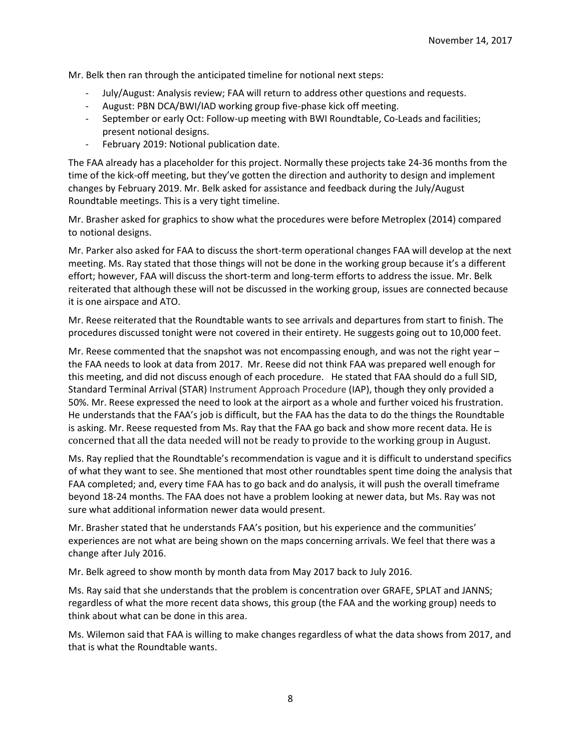Mr. Belk then ran through the anticipated timeline for notional next steps:

- July/August: Analysis review; FAA will return to address other questions and requests.
- August: PBN DCA/BWI/IAD working group five-phase kick off meeting.
- September or early Oct: Follow-up meeting with BWI Roundtable, Co-Leads and facilities; present notional designs.
- February 2019: Notional publication date.

The FAA already has a placeholder for this project. Normally these projects take 24-36 months from the time of the kick-off meeting, but they've gotten the direction and authority to design and implement changes by February 2019. Mr. Belk asked for assistance and feedback during the July/August Roundtable meetings. This is a very tight timeline.

Mr. Brasher asked for graphics to show what the procedures were before Metroplex (2014) compared to notional designs.

Mr. Parker also asked for FAA to discuss the short-term operational changes FAA will develop at the next meeting. Ms. Ray stated that those things will not be done in the working group because it's a different effort; however, FAA will discuss the short-term and long-term efforts to address the issue. Mr. Belk reiterated that although these will not be discussed in the working group, issues are connected because it is one airspace and ATO.

Mr. Reese reiterated that the Roundtable wants to see arrivals and departures from start to finish. The procedures discussed tonight were not covered in their entirety. He suggests going out to 10,000 feet.

Mr. Reese commented that the snapshot was not encompassing enough, and was not the right year – the FAA needs to look at data from 2017. Mr. Reese did not think FAA was prepared well enough for this meeting, and did not discuss enough of each procedure. He stated that FAA should do a full SID, Standard Terminal Arrival (STAR) Instrument Approach Procedure (IAP), though they only provided a 50%. Mr. Reese expressed the need to look at the airport as a whole and further voiced his frustration. He understands that the FAA's job is difficult, but the FAA has the data to do the things the Roundtable is asking. Mr. Reese requested from Ms. Ray that the FAA go back and show more recent data. He is concerned that all the data needed will not be ready to provide to the working group in August.

Ms. Ray replied that the Roundtable's recommendation is vague and it is difficult to understand specifics of what they want to see. She mentioned that most other roundtables spent time doing the analysis that FAA completed; and, every time FAA has to go back and do analysis, it will push the overall timeframe beyond 18-24 months. The FAA does not have a problem looking at newer data, but Ms. Ray was not sure what additional information newer data would present.

Mr. Brasher stated that he understands FAA's position, but his experience and the communities' experiences are not what are being shown on the maps concerning arrivals. We feel that there was a change after July 2016.

Mr. Belk agreed to show month by month data from May 2017 back to July 2016.

Ms. Ray said that she understands that the problem is concentration over GRAFE, SPLAT and JANNS; regardless of what the more recent data shows, this group (the FAA and the working group) needs to think about what can be done in this area.

Ms. Wilemon said that FAA is willing to make changes regardless of what the data shows from 2017, and that is what the Roundtable wants.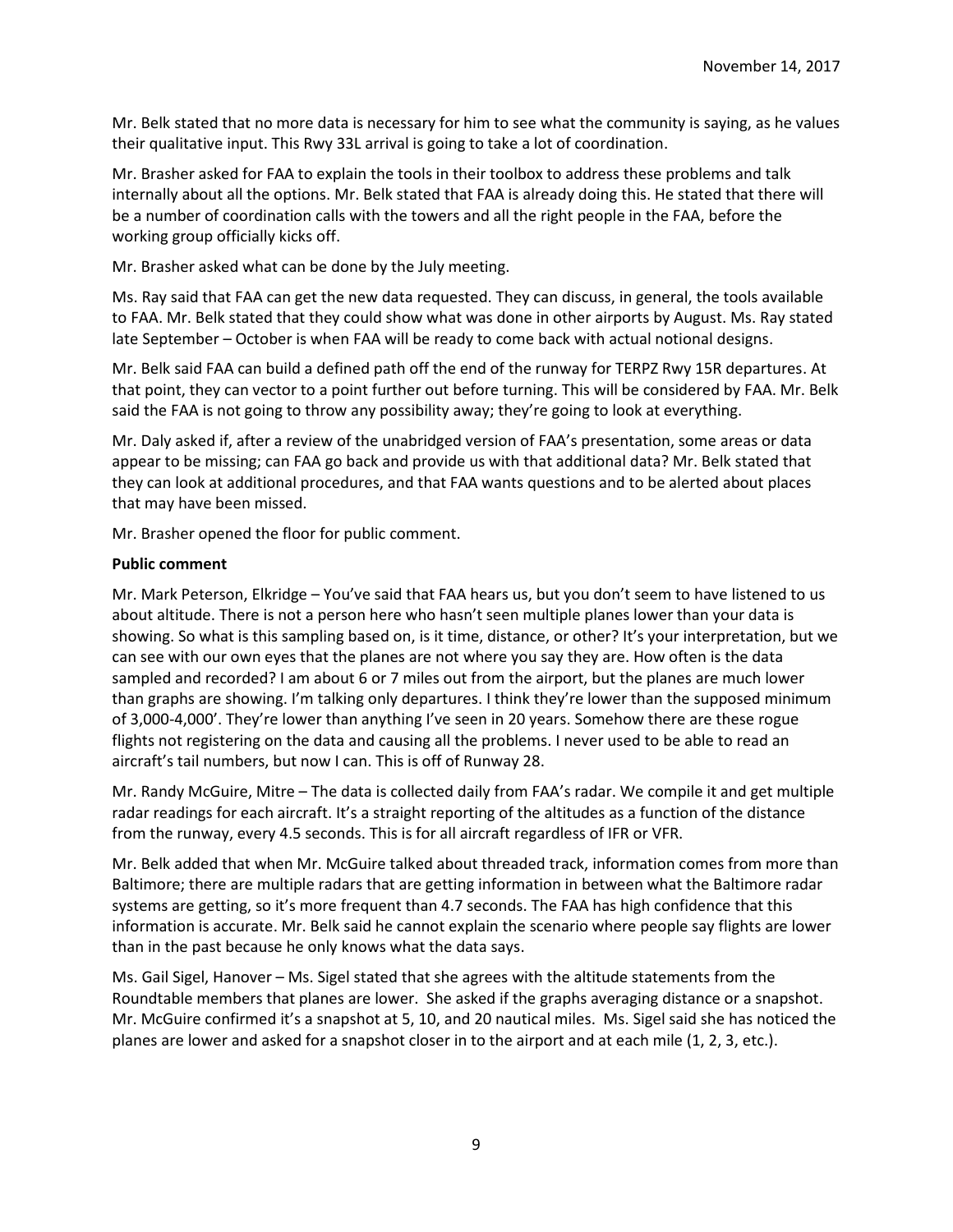Mr. Belk stated that no more data is necessary for him to see what the community is saying, as he values their qualitative input. This Rwy 33L arrival is going to take a lot of coordination.

Mr. Brasher asked for FAA to explain the tools in their toolbox to address these problems and talk internally about all the options. Mr. Belk stated that FAA is already doing this. He stated that there will be a number of coordination calls with the towers and all the right people in the FAA, before the working group officially kicks off.

Mr. Brasher asked what can be done by the July meeting.

Ms. Ray said that FAA can get the new data requested. They can discuss, in general, the tools available to FAA. Mr. Belk stated that they could show what was done in other airports by August. Ms. Ray stated late September – October is when FAA will be ready to come back with actual notional designs.

Mr. Belk said FAA can build a defined path off the end of the runway for TERPZ Rwy 15R departures. At that point, they can vector to a point further out before turning. This will be considered by FAA. Mr. Belk said the FAA is not going to throw any possibility away; they're going to look at everything.

Mr. Daly asked if, after a review of the unabridged version of FAA's presentation, some areas or data appear to be missing; can FAA go back and provide us with that additional data? Mr. Belk stated that they can look at additional procedures, and that FAA wants questions and to be alerted about places that may have been missed.

Mr. Brasher opened the floor for public comment.

**Public comment**

Mr. Mark Peterson, Elkridge – You've said that FAA hears us, but you don't seem to have listened to us about altitude. There is not a person here who hasn't seen multiple planes lower than your data is showing. So what is this sampling based on, is it time, distance, or other? It's your interpretation, but we can see with our own eyes that the planes are not where you say they are. How often is the data sampled and recorded? I am about 6 or 7 miles out from the airport, but the planes are much lower than graphs are showing. I'm talking only departures. I think they're lower than the supposed minimum of 3,000-4,000'. They're lower than anything I've seen in 20 years. Somehow there are these rogue flights not registering on the data and causing all the problems. I never used to be able to read an aircraft's tail numbers, but now I can. This is off of Runway 28.

Mr. Randy McGuire, Mitre – The data is collected daily from FAA's radar. We compile it and get multiple radar readings for each aircraft. It's a straight reporting of the altitudes as a function of the distance from the runway, every 4.5 seconds. This is for all aircraft regardless of IFR or VFR.

Mr. Belk added that when Mr. McGuire talked about threaded track, information comes from more than Baltimore; there are multiple radars that are getting information in between what the Baltimore radar systems are getting, so it's more frequent than 4.7 seconds. The FAA has high confidence that this information is accurate. Mr. Belk said he cannot explain the scenario where people say flights are lower than in the past because he only knows what the data says.

Ms. Gail Sigel, Hanover – Ms. Sigel stated that she agrees with the altitude statements from the Roundtable members that planes are lower. She asked if the graphs averaging distance or a snapshot. Mr. McGuire confirmed it's a snapshot at 5, 10, and 20 nautical miles. Ms. Sigel said she has noticed the planes are lower and asked for a snapshot closer in to the airport and at each mile (1, 2, 3, etc.).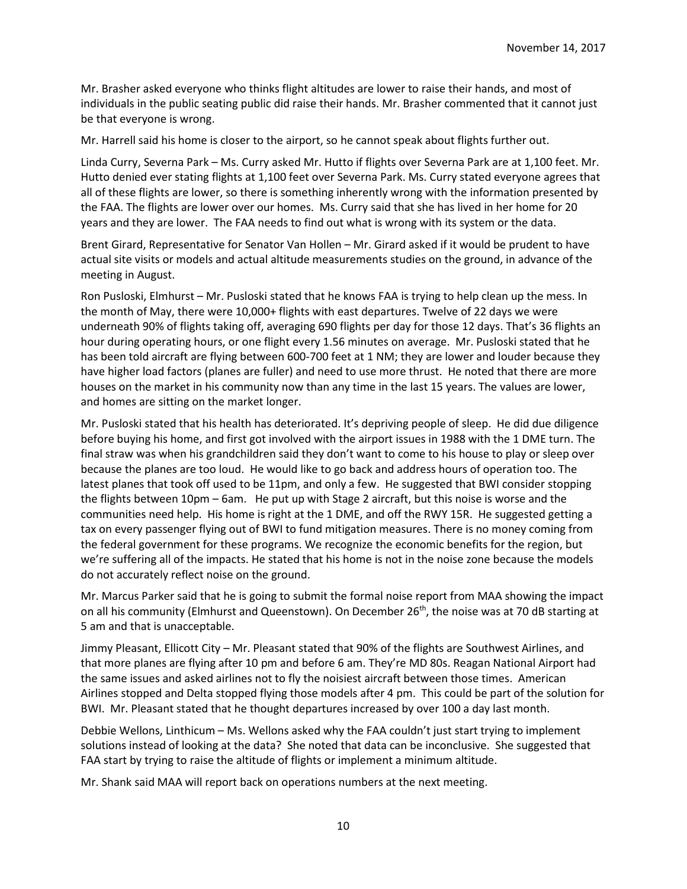Mr. Brasher asked everyone who thinks flight altitudes are lower to raise their hands, and most of individuals in the public seating public did raise their hands. Mr. Brasher commented that it cannot just be that everyone is wrong.

Mr. Harrell said his home is closer to the airport, so he cannot speak about flights further out.

Linda Curry, Severna Park – Ms. Curry asked Mr. Hutto if flights over Severna Park are at 1,100 feet. Mr. Hutto denied ever stating flights at 1,100 feet over Severna Park. Ms. Curry stated everyone agrees that all of these flights are lower, so there is something inherently wrong with the information presented by the FAA. The flights are lower over our homes. Ms. Curry said that she has lived in her home for 20 years and they are lower. The FAA needs to find out what is wrong with its system or the data.

Brent Girard, Representative for Senator Van Hollen – Mr. Girard asked if it would be prudent to have actual site visits or models and actual altitude measurements studies on the ground, in advance of the meeting in August.

Ron Pusloski, Elmhurst – Mr. Pusloski stated that he knows FAA is trying to help clean up the mess. In the month of May, there were 10,000+ flights with east departures. Twelve of 22 days we were underneath 90% of flights taking off, averaging 690 flights per day for those 12 days. That's 36 flights an hour during operating hours, or one flight every 1.56 minutes on average. Mr. Pusloski stated that he has been told aircraft are flying between 600-700 feet at 1 NM; they are lower and louder because they have higher load factors (planes are fuller) and need to use more thrust. He noted that there are more houses on the market in his community now than any time in the last 15 years. The values are lower, and homes are sitting on the market longer.

Mr. Pusloski stated that his health has deteriorated. It's depriving people of sleep. He did due diligence before buying his home, and first got involved with the airport issues in 1988 with the 1 DME turn. The final straw was when his grandchildren said they don't want to come to his house to play or sleep over because the planes are too loud. He would like to go back and address hours of operation too. The latest planes that took off used to be 11pm, and only a few. He suggested that BWI consider stopping the flights between 10pm – 6am. He put up with Stage 2 aircraft, but this noise is worse and the communities need help. His home is right at the 1 DME, and off the RWY 15R. He suggested getting a tax on every passenger flying out of BWI to fund mitigation measures. There is no money coming from the federal government for these programs. We recognize the economic benefits for the region, but we're suffering all of the impacts. He stated that his home is not in the noise zone because the models do not accurately reflect noise on the ground.

Mr. Marcus Parker said that he is going to submit the formal noise report from MAA showing the impact on all his community (Elmhurst and Queenstown). On December 26th, the noise was at 70 dB starting at 5 am and that is unacceptable.

Jimmy Pleasant, Ellicott City – Mr. Pleasant stated that 90% of the flights are Southwest Airlines, and that more planes are flying after 10 pm and before 6 am. They're MD 80s. Reagan National Airport had the same issues and asked airlines not to fly the noisiest aircraft between those times. American Airlines stopped and Delta stopped flying those models after 4 pm. This could be part of the solution for BWI. Mr. Pleasant stated that he thought departures increased by over 100 a day last month.

Debbie Wellons, Linthicum – Ms. Wellons asked why the FAA couldn't just start trying to implement solutions instead of looking at the data? She noted that data can be inconclusive. She suggested that FAA start by trying to raise the altitude of flights or implement a minimum altitude.

Mr. Shank said MAA will report back on operations numbers at the next meeting.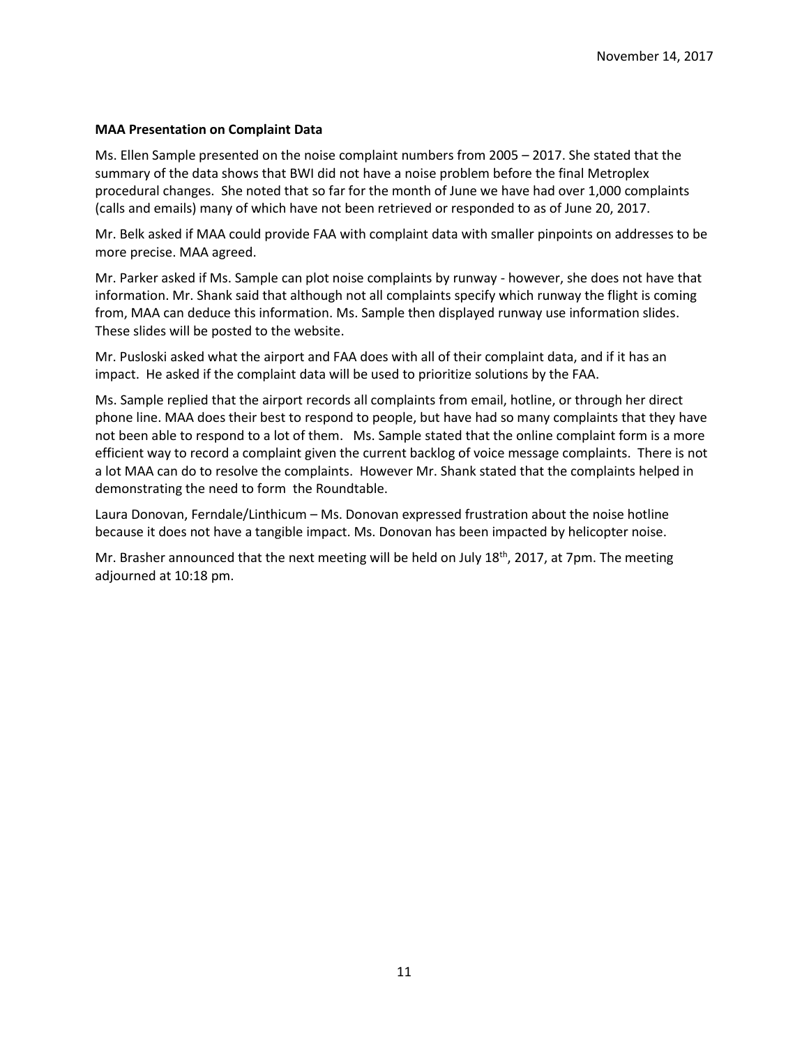**MAA Presentation on Complaint Data**

Ms. Ellen Sample presented on the noise complaint numbers from 2005 – 2017. She stated that the summary of the data shows that BWI did not have a noise problem before the final Metroplex procedural changes. She noted that so far for the month of June we have had over 1,000 complaints (calls and emails) many of which have not been retrieved or responded to as of June 20, 2017.

Mr. Belk asked if MAA could provide FAA with complaint data with smaller pinpoints on addresses to be more precise. MAA agreed.

Mr. Parker asked if Ms. Sample can plot noise complaints by runway - however, she does not have that information. Mr. Shank said that although not all complaints specify which runway the flight is coming from, MAA can deduce this information. Ms. Sample then displayed runway use information slides. These slides will be posted to the website.

Mr. Pusloski asked what the airport and FAA does with all of their complaint data, and if it has an impact. He asked if the complaint data will be used to prioritize solutions by the FAA.

Ms. Sample replied that the airport records all complaints from email, hotline, or through her direct phone line. MAA does their best to respond to people, but have had so many complaints that they have not been able to respond to a lot of them. Ms. Sample stated that the online complaint form is a more efficient way to record a complaint given the current backlog of voice message complaints. There is not a lot MAA can do to resolve the complaints. However Mr. Shank stated that the complaints helped in demonstrating the need to form the Roundtable.

Laura Donovan, Ferndale/Linthicum – Ms. Donovan expressed frustration about the noise hotline because it does not have a tangible impact. Ms. Donovan has been impacted by helicopter noise.

Mr. Brasher announced that the next meeting will be held on July 18th, 2017, at 7pm. The meeting adjourned at 10:18 pm.